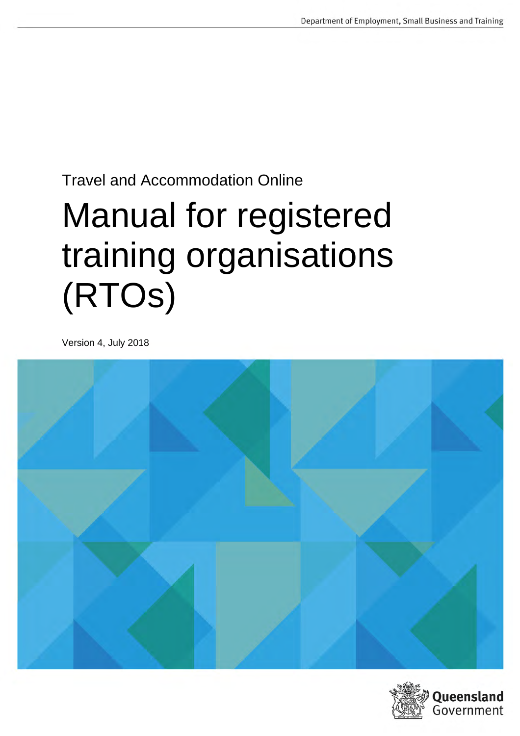Department of Employment, Small Business and Training

Travel and Accommodation Online

# Manual for registered training organisations (RTOs)

Version 4, July 2018

Queensland Government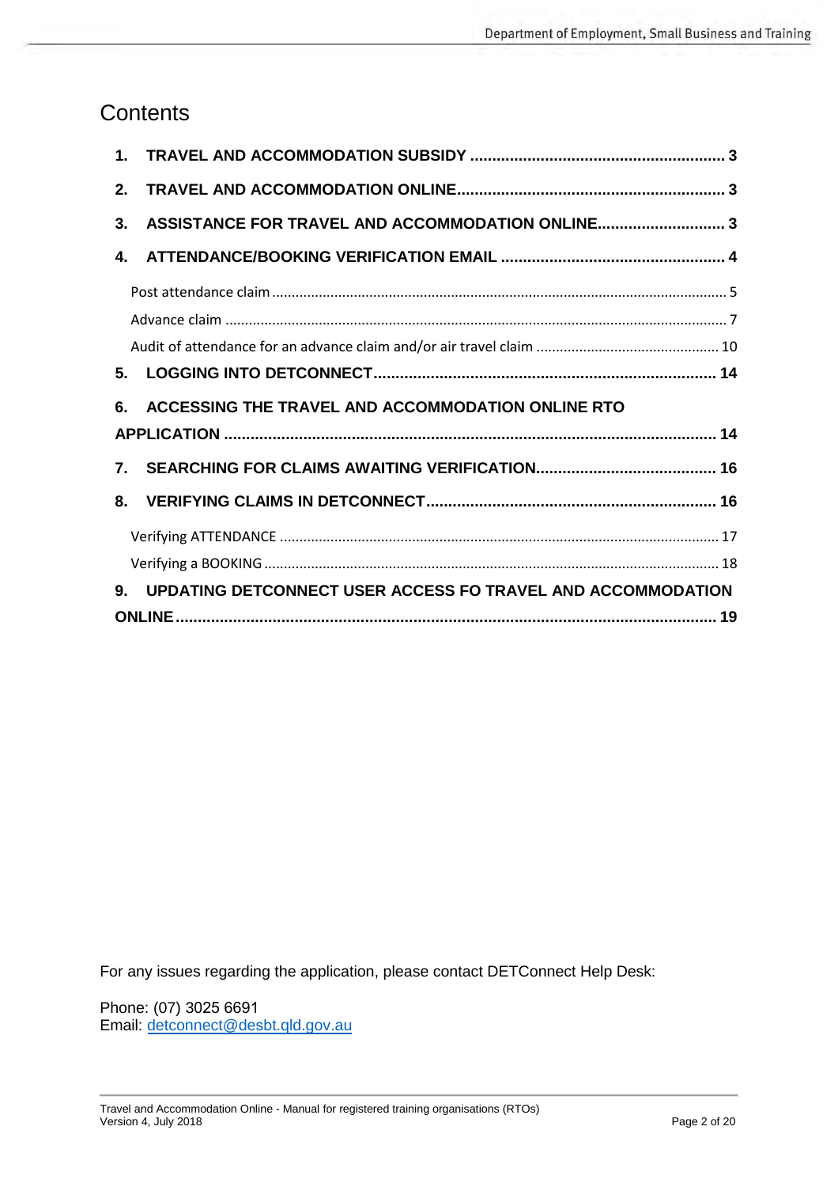# Contents

**1. TRAVEL AND ACCOMMODATION SUBSIDY .......... 3**

**2. TRAVEL AND ACCOMMODATION ONLINE .......... 3**

**3. ASSISTANCE FOR TRAVEL AND ACCOMMODATION ONLINE .......... 3**

**4. ATTENDANCE/BOOKING VERIFICATION EMAIL .......... 4**

- Post attendance claim .......... 5
- Advance claim .......... 7
- Audit of attendance for an advance claim and/or air travel claim .......... 10

**5. LOGGING INTO DETCONNECT .......... 14**

**6. ACCESSING THE TRAVEL AND ACCOMMODATION ONLINE RTO APPLICATION .......... 14**

**7. SEARCHING FOR CLAIMS AWAITING VERIFICATION .......... 16**

**8. VERIFYING CLAIMS IN DETCONNECT .......... 16**

- Verifying ATTENDANCE .......... 17
- Verifying a BOOKING .......... 18

**9. UPDATING DETCONNECT USER ACCESS FO TRAVEL AND ACCOMMODATION ONLINE .......... 19**

For any issues regarding the application, please contact DETConnect Help Desk:

Phone: (07) 3025 6691
Email: detconnect@desbt.qld.gov.au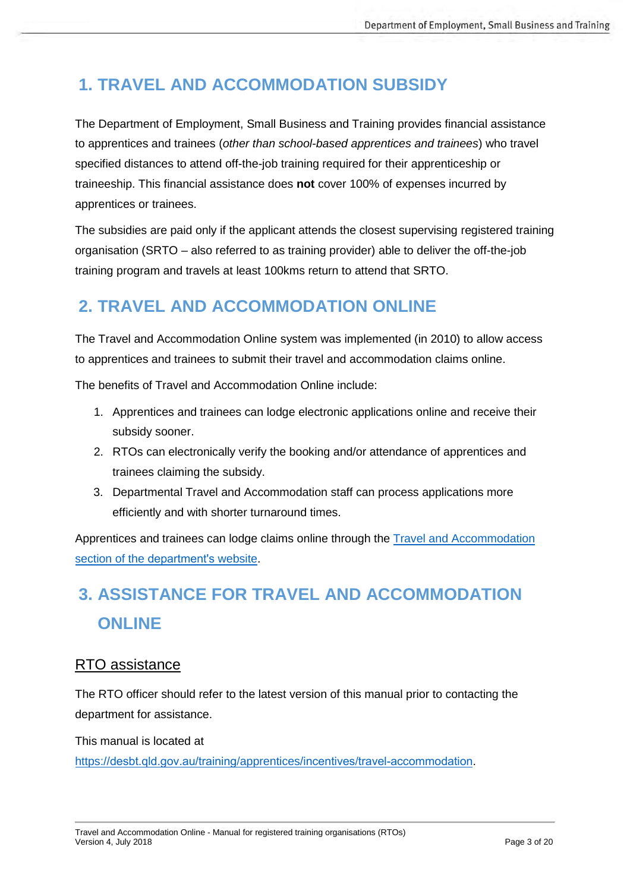# 1. TRAVEL AND ACCOMMODATION SUBSIDY

The Department of Employment, Small Business and Training provides financial assistance to apprentices and trainees (*other than school-based apprentices and trainees*) who travel specified distances to attend off-the-job training required for their apprenticeship or traineeship. This financial assistance does **not** cover 100% of expenses incurred by apprentices or trainees.

The subsidies are paid only if the applicant attends the closest supervising registered training organisation (SRTO – also referred to as training provider) able to deliver the off-the-job training program and travels at least 100kms return to attend that SRTO.

# 2. TRAVEL AND ACCOMMODATION ONLINE

The Travel and Accommodation Online system was implemented (in 2010) to allow access to apprentices and trainees to submit their travel and accommodation claims online.

The benefits of Travel and Accommodation Online include:

1. Apprentices and trainees can lodge electronic applications online and receive their subsidy sooner.
2. RTOs can electronically verify the booking and/or attendance of apprentices and trainees claiming the subsidy.
3. Departmental Travel and Accommodation staff can process applications more efficiently and with shorter turnaround times.

Apprentices and trainees can lodge claims online through the [Travel and Accommodation section of the department's website](https://desbt.qld.gov.au/training/apprentices/incentives/travel-accommodation).

# 3. ASSISTANCE FOR TRAVEL AND ACCOMMODATION ONLINE

## RTO assistance

The RTO officer should refer to the latest version of this manual prior to contacting the department for assistance.

This manual is located at https://desbt.qld.gov.au/training/apprentices/incentives/travel-accommodation.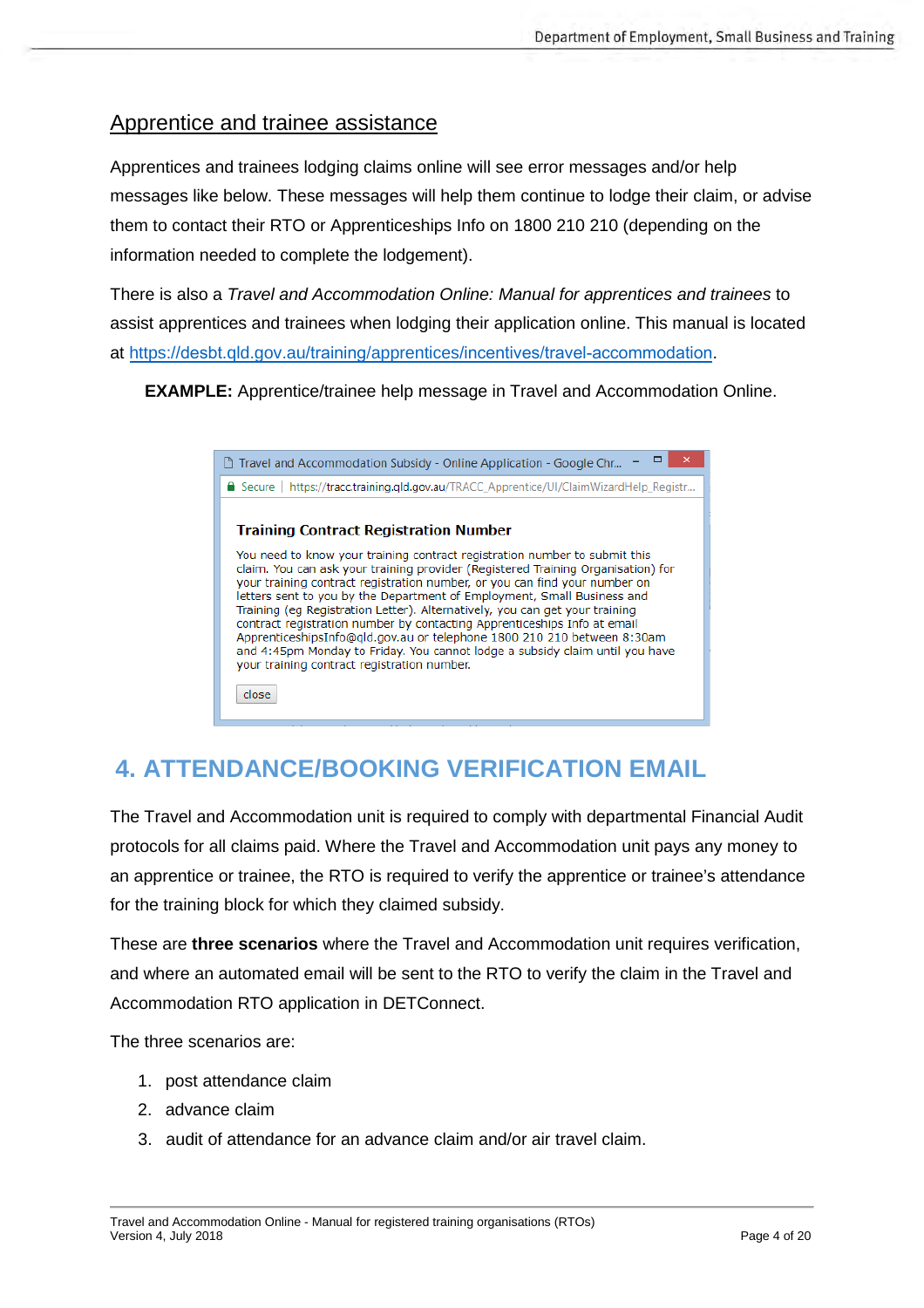## Apprentice and trainee assistance

Apprentices and trainees lodging claims online will see error messages and/or help messages like below. These messages will help them continue to lodge their claim, or advise them to contact their RTO or Apprenticeships Info on 1800 210 210 (depending on the information needed to complete the lodgement).

There is also a *Travel and Accommodation Online: Manual for apprentices and trainees* to assist apprentices and trainees when lodging their application online. This manual is located at https://desbt.qld.gov.au/training/apprentices/incentives/travel-accommodation.

**EXAMPLE:** Apprentice/trainee help message in Travel and Accommodation Online.

Travel and Accommodation Subsidy - Online Application - Google Chr...

Secure | https://tracc.training.qld.gov.au/TRACC_Apprentice/UI/ClaimWizardHelp_Registr...

**Training Contract Registration Number**

You need to know your training contract registration number to submit this claim. You can ask your training provider (Registered Training Organisation) for your training contract registration number, or you can find your number on letters sent to you by the Department of Employment, Small Business and Training (eg Registration Letter). Alternatively, you can get your training contract registration number by contacting Apprenticeships Info at email ApprenticeshipsInfo@qld.gov.au or telephone 1800 210 210 between 8:30am and 4:45pm Monday to Friday. You cannot lodge a subsidy claim until you have your training contract registration number.

close

# 4. ATTENDANCE/BOOKING VERIFICATION EMAIL

The Travel and Accommodation unit is required to comply with departmental Financial Audit protocols for all claims paid. Where the Travel and Accommodation unit pays any money to an apprentice or trainee, the RTO is required to verify the apprentice or trainee's attendance for the training block for which they claimed subsidy.

These are **three scenarios** where the Travel and Accommodation unit requires verification, and where an automated email will be sent to the RTO to verify the claim in the Travel and Accommodation RTO application in DETConnect.

The three scenarios are:

1. post attendance claim
2. advance claim
3. audit of attendance for an advance claim and/or air travel claim.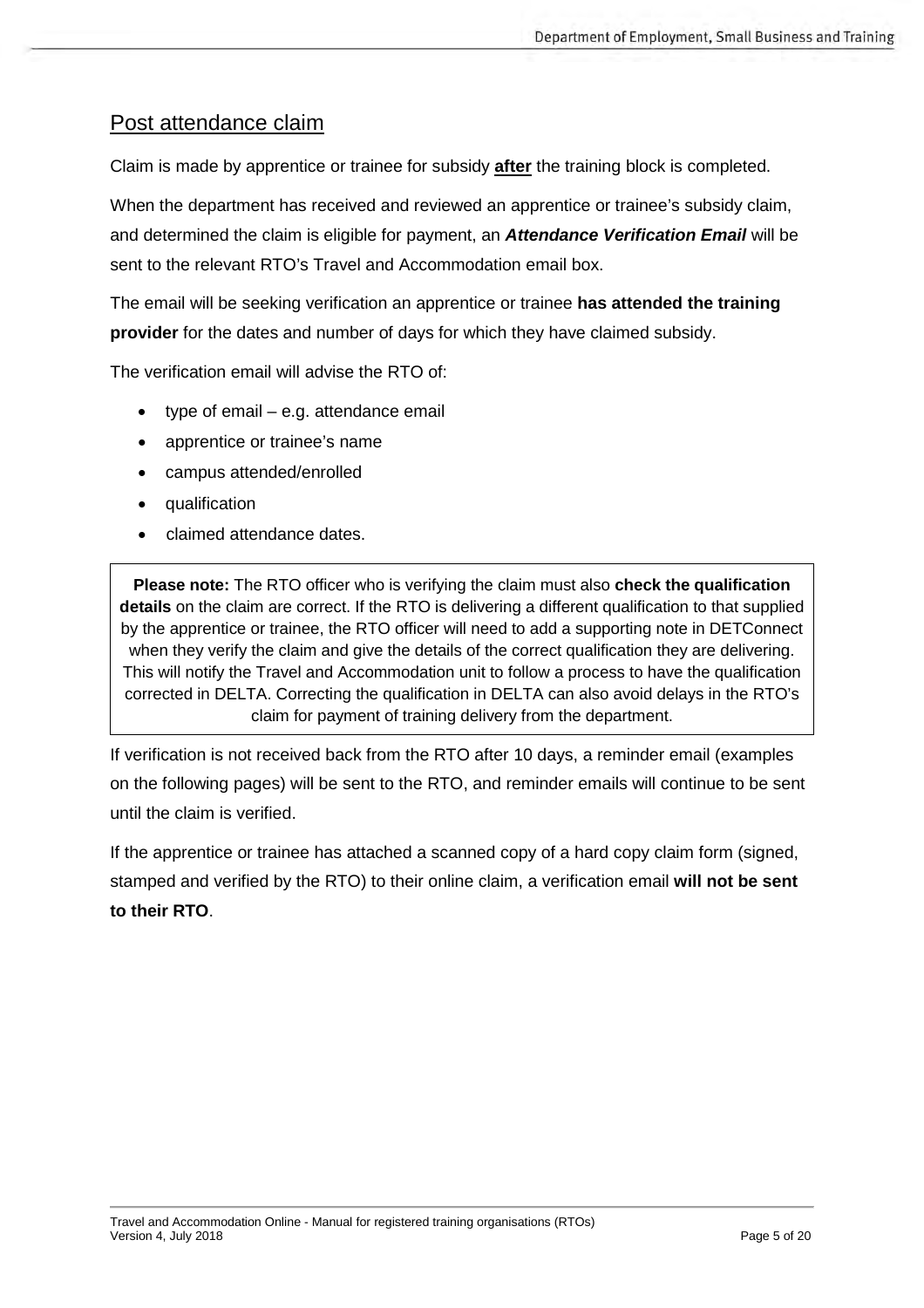## Post attendance claim

Claim is made by apprentice or trainee for subsidy **after** the training block is completed.

When the department has received and reviewed an apprentice or trainee's subsidy claim, and determined the claim is eligible for payment, an ***Attendance Verification Email*** will be sent to the relevant RTO's Travel and Accommodation email box.

The email will be seeking verification an apprentice or trainee **has attended the training provider** for the dates and number of days for which they have claimed subsidy.

The verification email will advise the RTO of:

- type of email – e.g. attendance email
- apprentice or trainee's name
- campus attended/enrolled
- qualification
- claimed attendance dates.

> **Please note:** The RTO officer who is verifying the claim must also **check the qualification details** on the claim are correct. If the RTO is delivering a different qualification to that supplied by the apprentice or trainee, the RTO officer will need to add a supporting note in DETConnect when they verify the claim and give the details of the correct qualification they are delivering. This will notify the Travel and Accommodation unit to follow a process to have the qualification corrected in DELTA. Correcting the qualification in DELTA can also avoid delays in the RTO's claim for payment of training delivery from the department.

If verification is not received back from the RTO after 10 days, a reminder email (examples on the following pages) will be sent to the RTO, and reminder emails will continue to be sent until the claim is verified.

If the apprentice or trainee has attached a scanned copy of a hard copy claim form (signed, stamped and verified by the RTO) to their online claim, a verification email **will not be sent to their RTO**.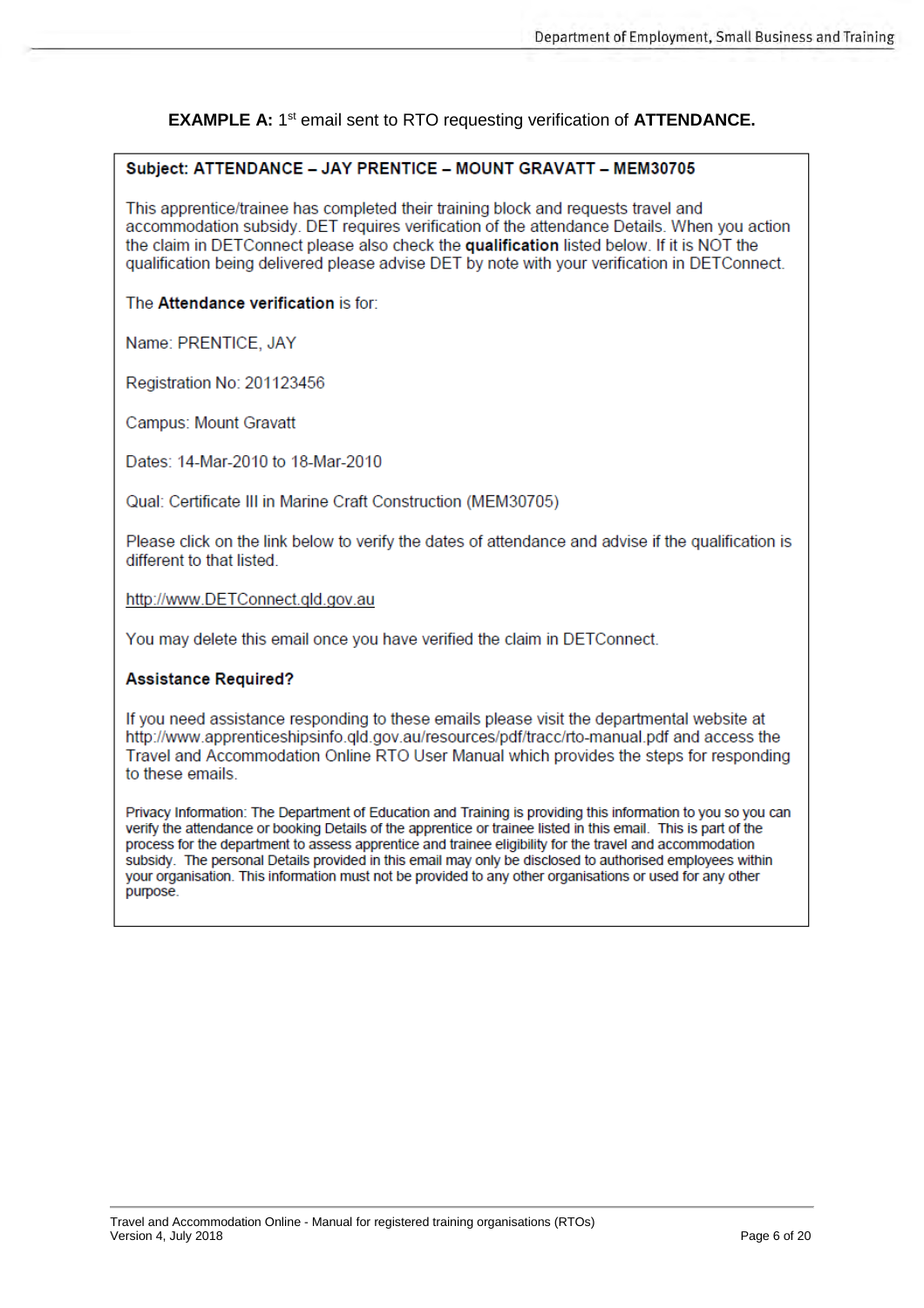**EXAMPLE A:** 1st email sent to RTO requesting verification of **ATTENDANCE.**

**Subject: ATTENDANCE – JAY PRENTICE – MOUNT GRAVATT – MEM30705**

This apprentice/trainee has completed their training block and requests travel and accommodation subsidy. DET requires verification of the attendance Details. When you action the claim in DETConnect please also check the **qualification** listed below. If it is NOT the qualification being delivered please advise DET by note with your verification in DETConnect.

The **Attendance verification** is for:

Name: PRENTICE, JAY

Registration No: 201123456

Campus: Mount Gravatt

Dates: 14-Mar-2010 to 18-Mar-2010

Qual: Certificate III in Marine Craft Construction (MEM30705)

Please click on the link below to verify the dates of attendance and advise if the qualification is different to that listed.

http://www.DETConnect.qld.gov.au

You may delete this email once you have verified the claim in DETConnect.

**Assistance Required?**

If you need assistance responding to these emails please visit the departmental website at http://www.apprenticeshipsinfo.qld.gov.au/resources/pdf/tracc/rto-manual.pdf and access the Travel and Accommodation Online RTO User Manual which provides the steps for responding to these emails.

Privacy Information: The Department of Education and Training is providing this information to you so you can verify the attendance or booking Details of the apprentice or trainee listed in this email. This is part of the process for the department to assess apprentice and trainee eligibility for the travel and accommodation subsidy. The personal Details provided in this email may only be disclosed to authorised employees within your organisation. This information must not be provided to any other organisations or used for any other purpose.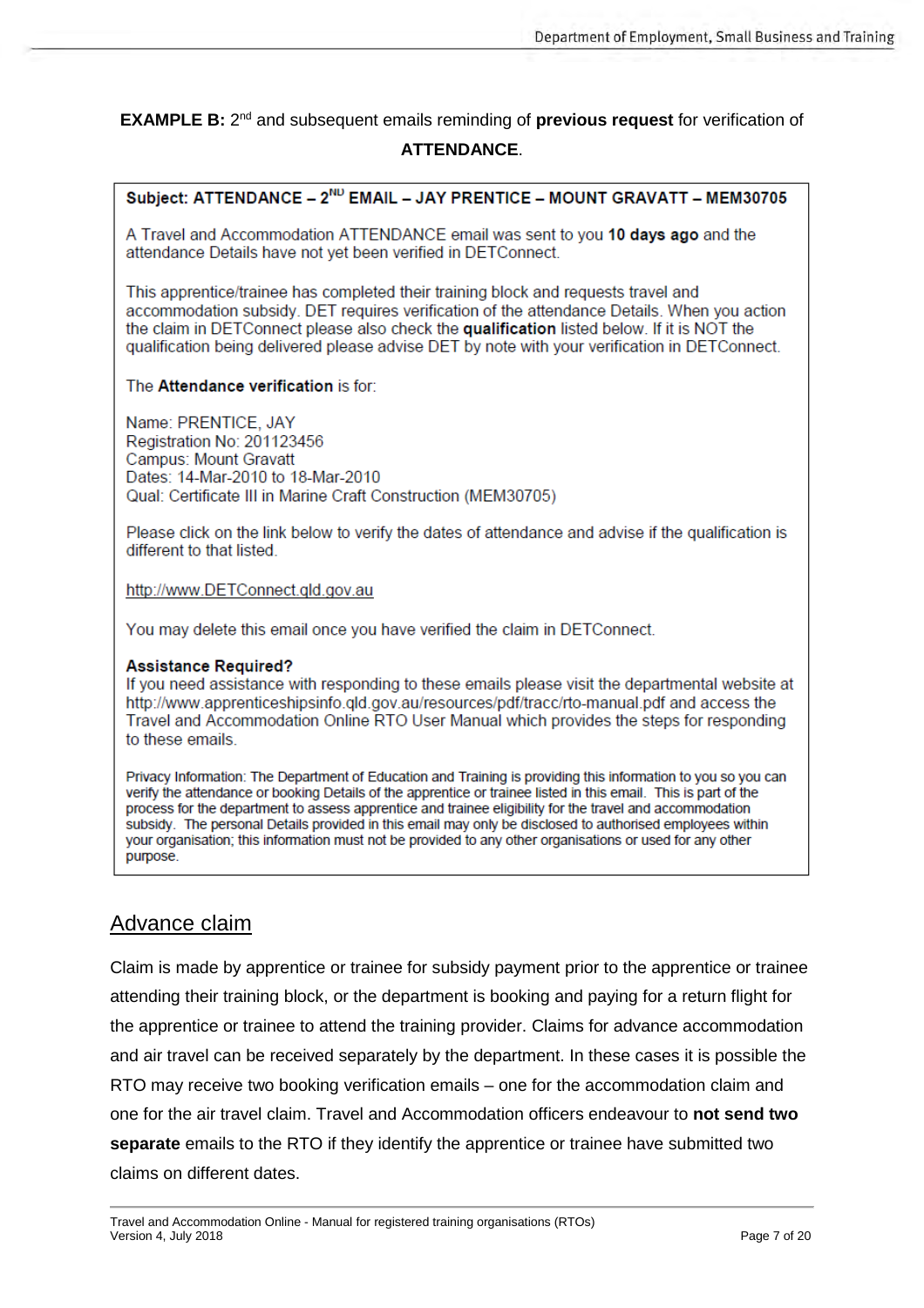**EXAMPLE B:** 2nd and subsequent emails reminding of **previous request** for verification of **ATTENDANCE**.

> **Subject: ATTENDANCE – 2ND EMAIL – JAY PRENTICE – MOUNT GRAVATT – MEM30705**
>
> A Travel and Accommodation ATTENDANCE email was sent to you **10 days ago** and the attendance Details have not yet been verified in DETConnect.
>
> This apprentice/trainee has completed their training block and requests travel and accommodation subsidy. DET requires verification of the attendance Details. When you action the claim in DETConnect please also check the **qualification** listed below. If it is NOT the qualification being delivered please advise DET by note with your verification in DETConnect.
>
> The **Attendance verification** is for:
>
> Name: PRENTICE, JAY
> Registration No: 201123456
> Campus: Mount Gravatt
> Dates: 14-Mar-2010 to 18-Mar-2010
> Qual: Certificate III in Marine Craft Construction (MEM30705)
>
> Please click on the link below to verify the dates of attendance and advise if the qualification is different to that listed.
>
> http://www.DETConnect.qld.gov.au
>
> You may delete this email once you have verified the claim in DETConnect.
>
> **Assistance Required?**
> If you need assistance with responding to these emails please visit the departmental website at http://www.apprenticeshipsinfo.qld.gov.au/resources/pdf/tracc/rto-manual.pdf and access the Travel and Accommodation Online RTO User Manual which provides the steps for responding to these emails.
>
> Privacy Information: The Department of Education and Training is providing this information to you so you can verify the attendance or booking Details of the apprentice or trainee listed in this email. This is part of the process for the department to assess apprentice and trainee eligibility for the travel and accommodation subsidy. The personal Details provided in this email may only be disclosed to authorised employees within your organisation; this information must not be provided to any other organisations or used for any other purpose.

## Advance claim

Claim is made by apprentice or trainee for subsidy payment prior to the apprentice or trainee attending their training block, or the department is booking and paying for a return flight for the apprentice or trainee to attend the training provider. Claims for advance accommodation and air travel can be received separately by the department. In these cases it is possible the RTO may receive two booking verification emails – one for the accommodation claim and one for the air travel claim. Travel and Accommodation officers endeavour to **not send two separate** emails to the RTO if they identify the apprentice or trainee have submitted two claims on different dates.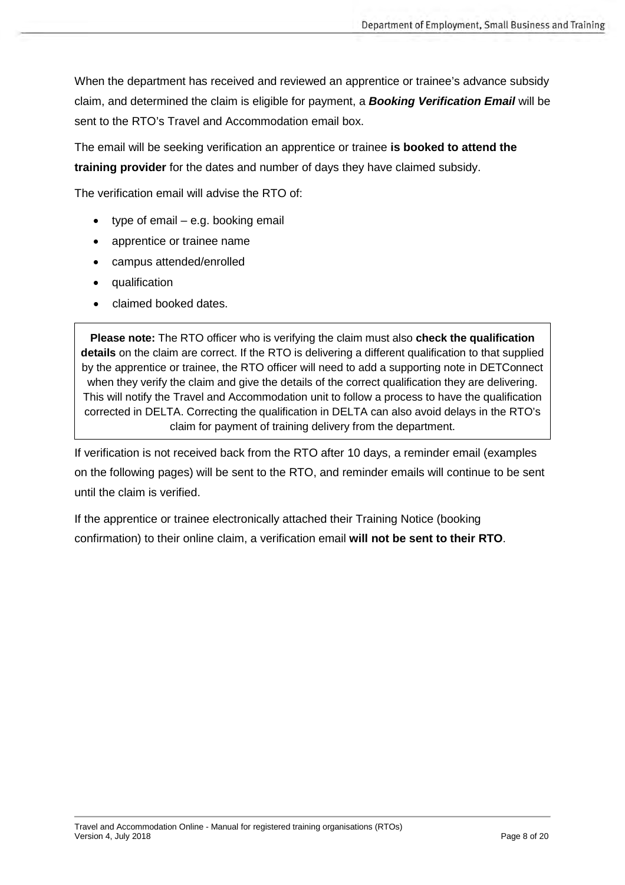When the department has received and reviewed an apprentice or trainee's advance subsidy claim, and determined the claim is eligible for payment, a ***Booking Verification Email*** will be sent to the RTO's Travel and Accommodation email box.

The email will be seeking verification an apprentice or trainee **is booked to attend the training provider** for the dates and number of days they have claimed subsidy.

The verification email will advise the RTO of:

- type of email – e.g. booking email
- apprentice or trainee name
- campus attended/enrolled
- qualification
- claimed booked dates.

> **Please note:** The RTO officer who is verifying the claim must also **check the qualification details** on the claim are correct. If the RTO is delivering a different qualification to that supplied by the apprentice or trainee, the RTO officer will need to add a supporting note in DETConnect when they verify the claim and give the details of the correct qualification they are delivering. This will notify the Travel and Accommodation unit to follow a process to have the qualification corrected in DELTA. Correcting the qualification in DELTA can also avoid delays in the RTO's claim for payment of training delivery from the department.

If verification is not received back from the RTO after 10 days, a reminder email (examples on the following pages) will be sent to the RTO, and reminder emails will continue to be sent until the claim is verified.

If the apprentice or trainee electronically attached their Training Notice (booking confirmation) to their online claim, a verification email **will not be sent to their RTO**.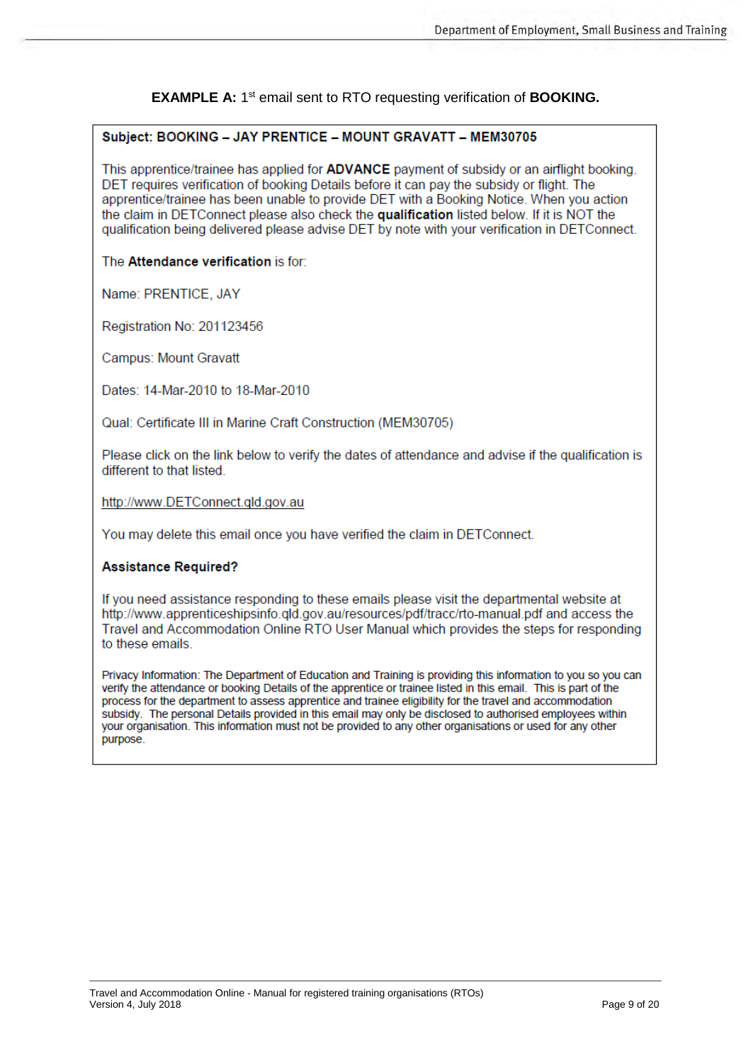**EXAMPLE A:** 1st email sent to RTO requesting verification of **BOOKING.**

**Subject: BOOKING – JAY PRENTICE – MOUNT GRAVATT – MEM30705**

This apprentice/trainee has applied for **ADVANCE** payment of subsidy or an airflight booking. DET requires verification of booking Details before it can pay the subsidy or flight. The apprentice/trainee has been unable to provide DET with a Booking Notice. When you action the claim in DETConnect please also check the **qualification** listed below. If it is NOT the qualification being delivered please advise DET by note with your verification in DETConnect.

The **Attendance verification** is for:

Name: PRENTICE, JAY

Registration No: 201123456

Campus: Mount Gravatt

Dates: 14-Mar-2010 to 18-Mar-2010

Qual: Certificate III in Marine Craft Construction (MEM30705)

Please click on the link below to verify the dates of attendance and advise if the qualification is different to that listed.

http://www.DETConnect.qld.gov.au

You may delete this email once you have verified the claim in DETConnect.

**Assistance Required?**

If you need assistance responding to these emails please visit the departmental website at http://www.apprenticeshipsinfo.qld.gov.au/resources/pdf/tracc/rto-manual.pdf and access the Travel and Accommodation Online RTO User Manual which provides the steps for responding to these emails.

Privacy Information: The Department of Education and Training is providing this information to you so you can verify the attendance or booking Details of the apprentice or trainee listed in this email. This is part of the process for the department to assess apprentice and trainee eligibility for the travel and accommodation subsidy. The personal Details provided in this email may only be disclosed to authorised employees within your organisation. This information must not be provided to any other organisations or used for any other purpose.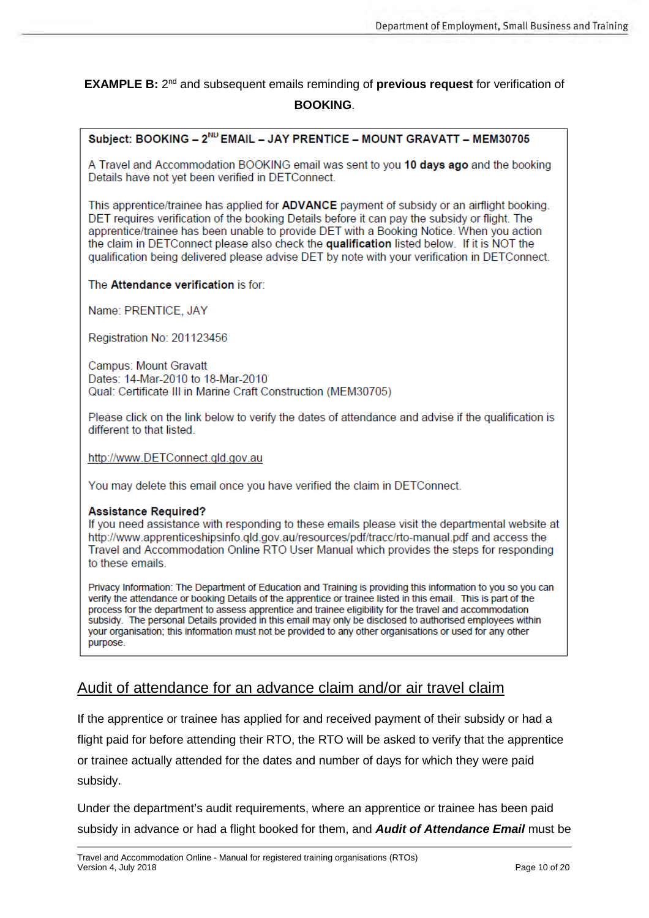**EXAMPLE B:** 2nd and subsequent emails reminding of **previous request** for verification of **BOOKING**.

> **Subject: BOOKING – 2ND EMAIL – JAY PRENTICE – MOUNT GRAVATT – MEM30705**
>
> A Travel and Accommodation BOOKING email was sent to you **10 days ago** and the booking Details have not yet been verified in DETConnect.
>
> This apprentice/trainee has applied for **ADVANCE** payment of subsidy or an airflight booking. DET requires verification of the booking Details before it can pay the subsidy or flight. The apprentice/trainee has been unable to provide DET with a Booking Notice. When you action the claim in DETConnect please also check the **qualification** listed below. If it is NOT the qualification being delivered please advise DET by note with your verification in DETConnect.
>
> The **Attendance verification** is for:
>
> Name: PRENTICE, JAY
>
> Registration No: 201123456
>
> Campus: Mount Gravatt
> Dates: 14-Mar-2010 to 18-Mar-2010
> Qual: Certificate III in Marine Craft Construction (MEM30705)
>
> Please click on the link below to verify the dates of attendance and advise if the qualification is different to that listed.
>
> http://www.DETConnect.qld.gov.au
>
> You may delete this email once you have verified the claim in DETConnect.
>
> **Assistance Required?**
> If you need assistance with responding to these emails please visit the departmental website at http://www.apprenticeshipsinfo.qld.gov.au/resources/pdf/tracc/rto-manual.pdf and access the Travel and Accommodation Online RTO User Manual which provides the steps for responding to these emails.
>
> Privacy Information: The Department of Education and Training is providing this information to you so you can verify the attendance or booking Details of the apprentice or trainee listed in this email. This is part of the process for the department to assess apprentice and trainee eligibility for the travel and accommodation subsidy. The personal Details provided in this email may only be disclosed to authorised employees within your organisation; this information must not be provided to any other organisations or used for any other purpose.

## Audit of attendance for an advance claim and/or air travel claim

If the apprentice or trainee has applied for and received payment of their subsidy or had a flight paid for before attending their RTO, the RTO will be asked to verify that the apprentice or trainee actually attended for the dates and number of days for which they were paid subsidy.

Under the department's audit requirements, where an apprentice or trainee has been paid subsidy in advance or had a flight booked for them, and ***Audit of Attendance Email*** must be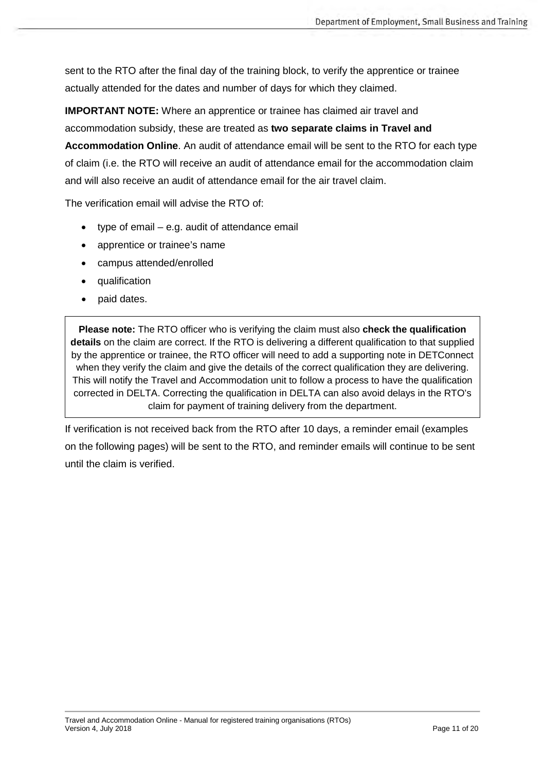sent to the RTO after the final day of the training block, to verify the apprentice or trainee actually attended for the dates and number of days for which they claimed.

**IMPORTANT NOTE:** Where an apprentice or trainee has claimed air travel and accommodation subsidy, these are treated as **two separate claims in Travel and Accommodation Online**. An audit of attendance email will be sent to the RTO for each type of claim (i.e. the RTO will receive an audit of attendance email for the accommodation claim and will also receive an audit of attendance email for the air travel claim.

The verification email will advise the RTO of:

- type of email – e.g. audit of attendance email
- apprentice or trainee's name
- campus attended/enrolled
- qualification
- paid dates.

> **Please note:** The RTO officer who is verifying the claim must also **check the qualification details** on the claim are correct. If the RTO is delivering a different qualification to that supplied by the apprentice or trainee, the RTO officer will need to add a supporting note in DETConnect when they verify the claim and give the details of the correct qualification they are delivering. This will notify the Travel and Accommodation unit to follow a process to have the qualification corrected in DELTA. Correcting the qualification in DELTA can also avoid delays in the RTO's claim for payment of training delivery from the department.

If verification is not received back from the RTO after 10 days, a reminder email (examples on the following pages) will be sent to the RTO, and reminder emails will continue to be sent until the claim is verified.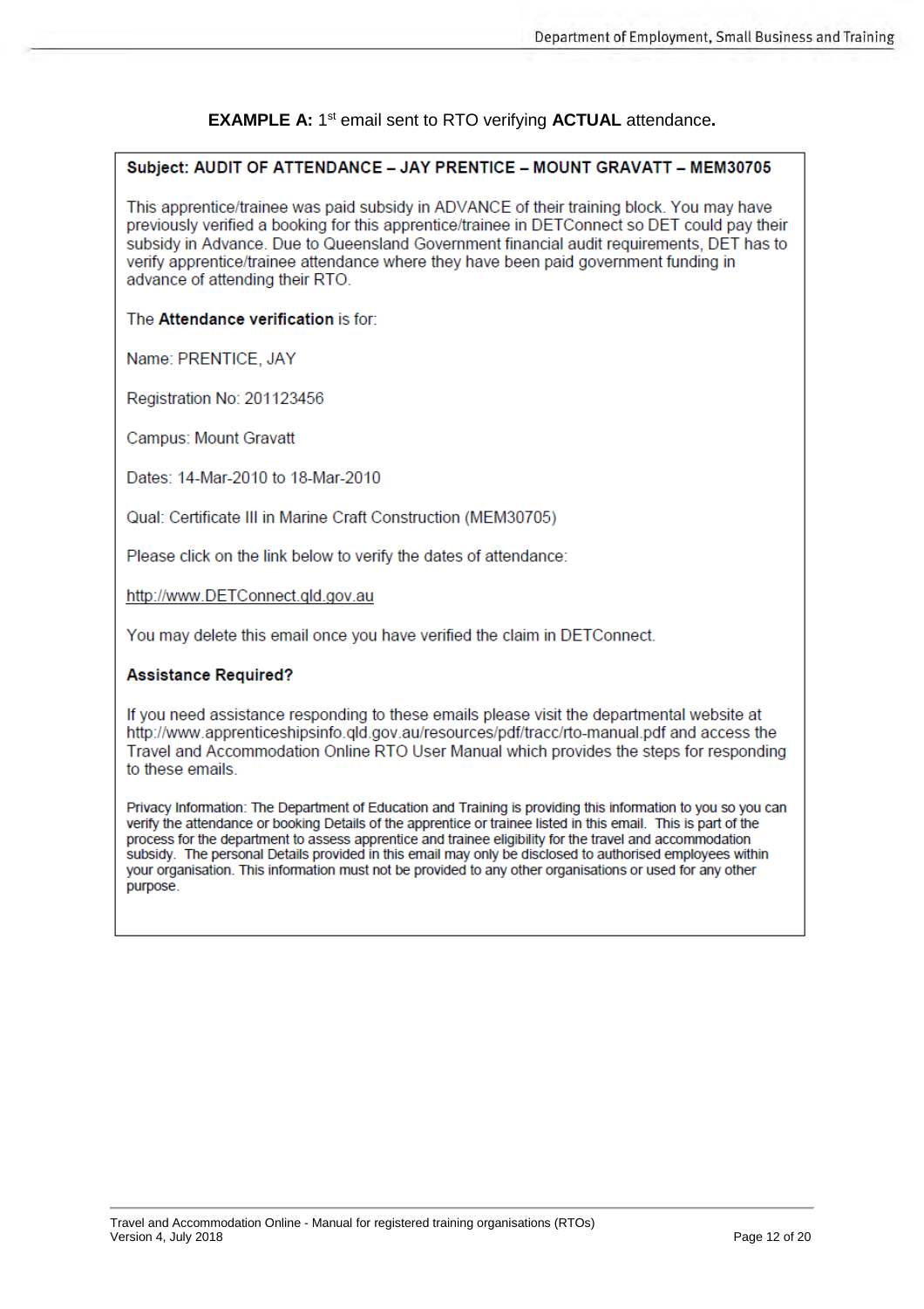**EXAMPLE A:** 1st email sent to RTO verifying **ACTUAL** attendance**.**

**Subject: AUDIT OF ATTENDANCE – JAY PRENTICE – MOUNT GRAVATT – MEM30705**

This apprentice/trainee was paid subsidy in ADVANCE of their training block. You may have previously verified a booking for this apprentice/trainee in DETConnect so DET could pay their subsidy in Advance. Due to Queensland Government financial audit requirements, DET has to verify apprentice/trainee attendance where they have been paid government funding in advance of attending their RTO.

The **Attendance verification** is for:

Name: PRENTICE, JAY

Registration No: 201123456

Campus: Mount Gravatt

Dates: 14-Mar-2010 to 18-Mar-2010

Qual: Certificate III in Marine Craft Construction (MEM30705)

Please click on the link below to verify the dates of attendance:

http://www.DETConnect.qld.gov.au

You may delete this email once you have verified the claim in DETConnect.

**Assistance Required?**

If you need assistance responding to these emails please visit the departmental website at http://www.apprenticeshipsinfo.qld.gov.au/resources/pdf/tracc/rto-manual.pdf and access the Travel and Accommodation Online RTO User Manual which provides the steps for responding to these emails.

Privacy Information: The Department of Education and Training is providing this information to you so you can verify the attendance or booking Details of the apprentice or trainee listed in this email. This is part of the process for the department to assess apprentice and trainee eligibility for the travel and accommodation subsidy. The personal Details provided in this email may only be disclosed to authorised employees within your organisation. This information must not be provided to any other organisations or used for any other purpose.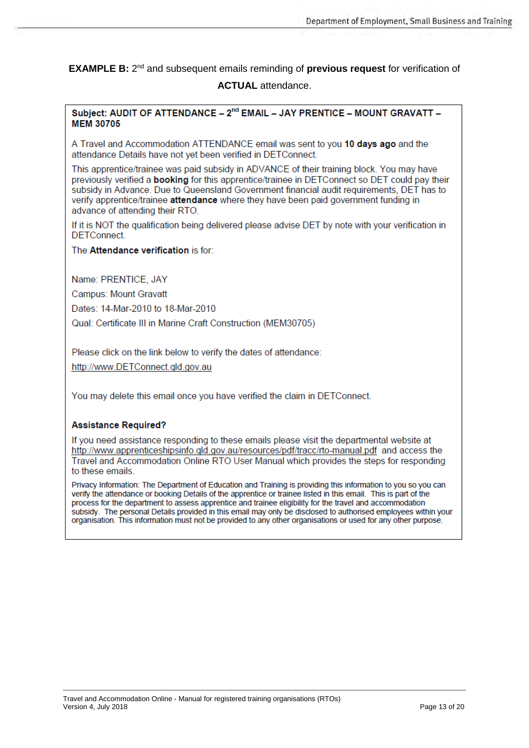**EXAMPLE B:** 2nd and subsequent emails reminding of **previous request** for verification of **ACTUAL** attendance.

**Subject: AUDIT OF ATTENDANCE – 2nd EMAIL – JAY PRENTICE – MOUNT GRAVATT – MEM 30705**

A Travel and Accommodation ATTENDANCE email was sent to you **10 days ago** and the attendance Details have not yet been verified in DETConnect.

This apprentice/trainee was paid subsidy in ADVANCE of their training block. You may have previously verified a **booking** for this apprentice/trainee in DETConnect so DET could pay their subsidy in Advance. Due to Queensland Government financial audit requirements, DET has to verify apprentice/trainee **attendance** where they have been paid government funding in advance of attending their RTO.

If it is NOT the qualification being delivered please advise DET by note with your verification in DETConnect.

The **Attendance verification** is for:

Name: PRENTICE, JAY

Campus: Mount Gravatt

Dates: 14-Mar-2010 to 18-Mar-2010

Qual: Certificate III in Marine Craft Construction (MEM30705)

Please click on the link below to verify the dates of attendance:

http://www.DETConnect.qld.gov.au

You may delete this email once you have verified the claim in DETConnect.

**Assistance Required?**

If you need assistance responding to these emails please visit the departmental website at http://www.apprenticeshipsinfo.qld.gov.au/resources/pdf/tracc/rto-manual.pdf and access the Travel and Accommodation Online RTO User Manual which provides the steps for responding to these emails.

Privacy Information: The Department of Education and Training is providing this information to you so you can verify the attendance or booking Details of the apprentice or trainee listed in this email. This is part of the process for the department to assess apprentice and trainee eligibility for the travel and accommodation subsidy. The personal Details provided in this email may only be disclosed to authorised employees within your organisation. This information must not be provided to any other organisations or used for any other purpose.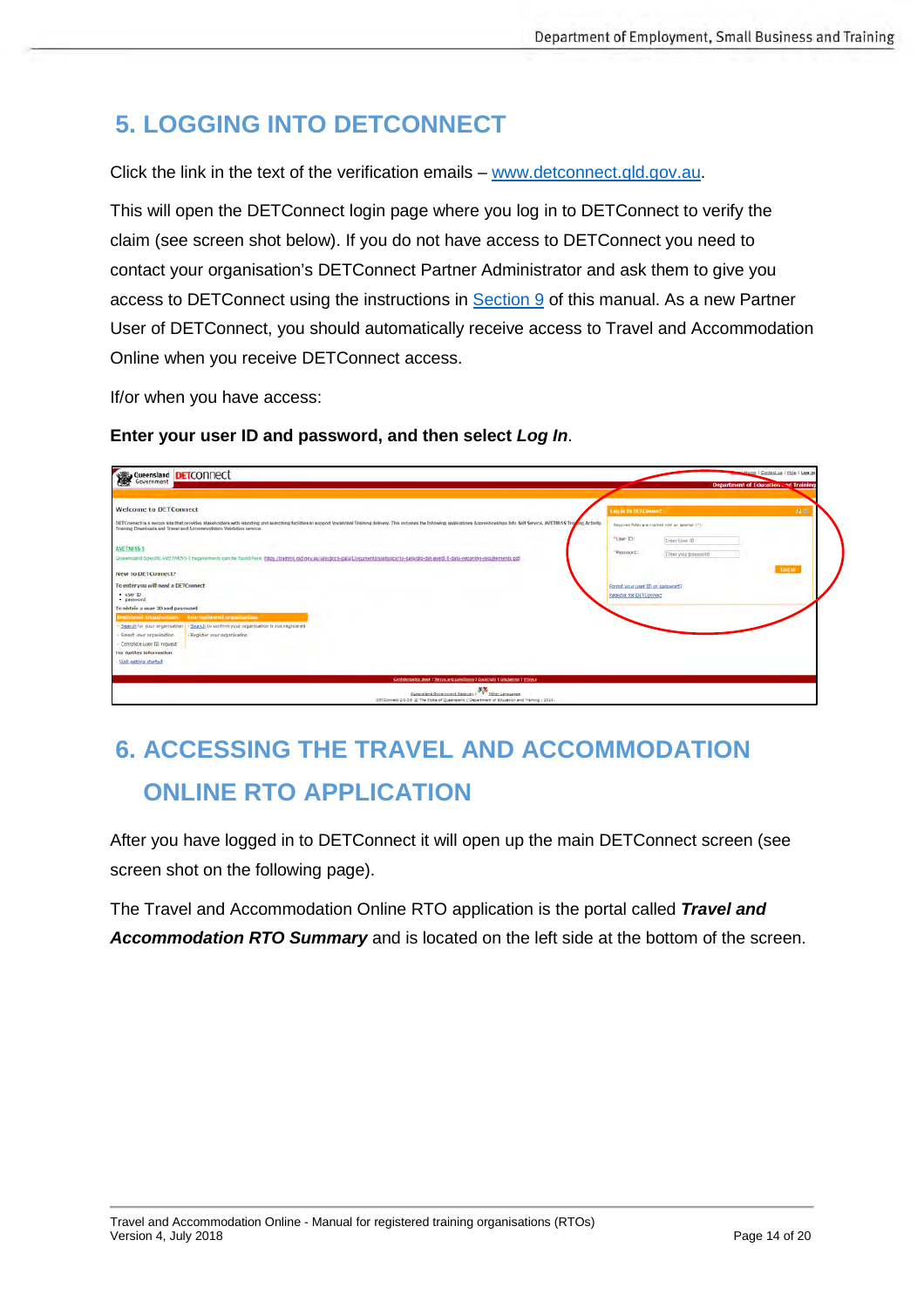## 5. LOGGING INTO DETCONNECT

Click the link in the text of the verification emails – www.detconnect.qld.gov.au.

This will open the DETConnect login page where you log in to DETConnect to verify the claim (see screen shot below). If you do not have access to DETConnect you need to contact your organisation's DETConnect Partner Administrator and ask them to give you access to DETConnect using the instructions in Section 9 of this manual. As a new Partner User of DETConnect, you should automatically receive access to Travel and Accommodation Online when you receive DETConnect access.

If/or when you have access:

**Enter your user ID and password, and then select *Log In*.**

## 6. ACCESSING THE TRAVEL AND ACCOMMODATION ONLINE RTO APPLICATION

After you have logged in to DETConnect it will open up the main DETConnect screen (see screen shot on the following page).

The Travel and Accommodation Online RTO application is the portal called ***Travel and Accommodation RTO Summary*** and is located on the left side at the bottom of the screen.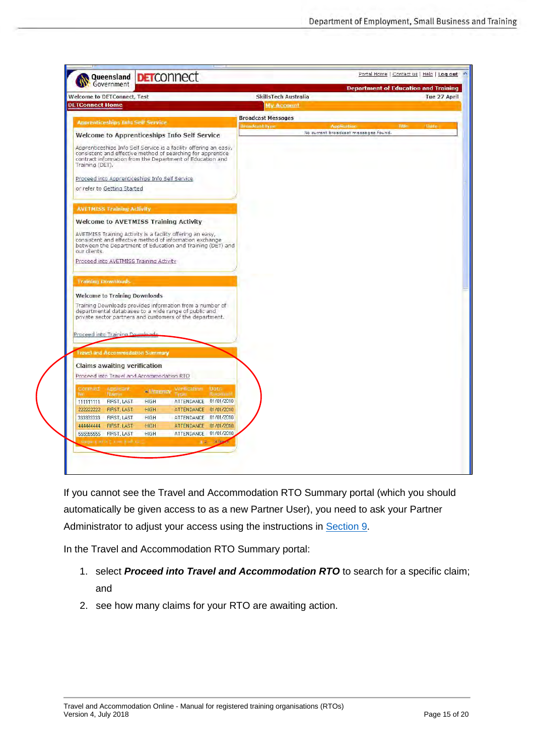If you cannot see the Travel and Accommodation RTO Summary portal (which you should automatically be given access to as a new Partner User), you need to ask your Partner Administrator to adjust your access using the instructions in Section 9.

In the Travel and Accommodation RTO Summary portal:

1. select ***Proceed into Travel and Accommodation RTO*** to search for a specific claim; and
2. see how many claims for your RTO are awaiting action.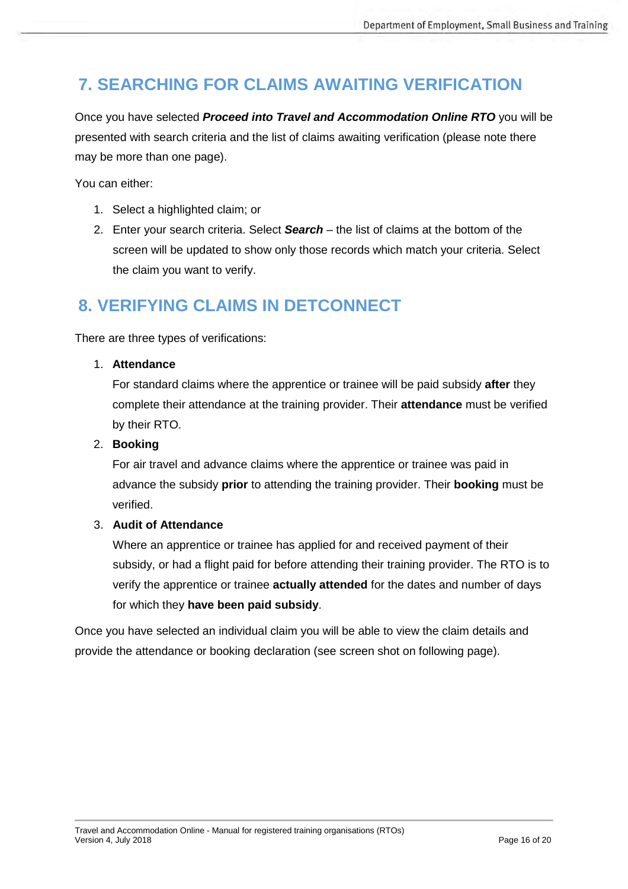## 7. SEARCHING FOR CLAIMS AWAITING VERIFICATION

Once you have selected ***Proceed into Travel and Accommodation Online RTO*** you will be presented with search criteria and the list of claims awaiting verification (please note there may be more than one page).

You can either:

1. Select a highlighted claim; or
2. Enter your search criteria. Select ***Search*** – the list of claims at the bottom of the screen will be updated to show only those records which match your criteria. Select the claim you want to verify.

## 8. VERIFYING CLAIMS IN DETCONNECT

There are three types of verifications:

1. **Attendance**
   For standard claims where the apprentice or trainee will be paid subsidy **after** they complete their attendance at the training provider. Their **attendance** must be verified by their RTO.
2. **Booking**
   For air travel and advance claims where the apprentice or trainee was paid in advance the subsidy **prior** to attending the training provider. Their **booking** must be verified.
3. **Audit of Attendance**
   Where an apprentice or trainee has applied for and received payment of their subsidy, or had a flight paid for before attending their training provider. The RTO is to verify the apprentice or trainee **actually attended** for the dates and number of days for which they **have been paid subsidy**.

Once you have selected an individual claim you will be able to view the claim details and provide the attendance or booking declaration (see screen shot on following page).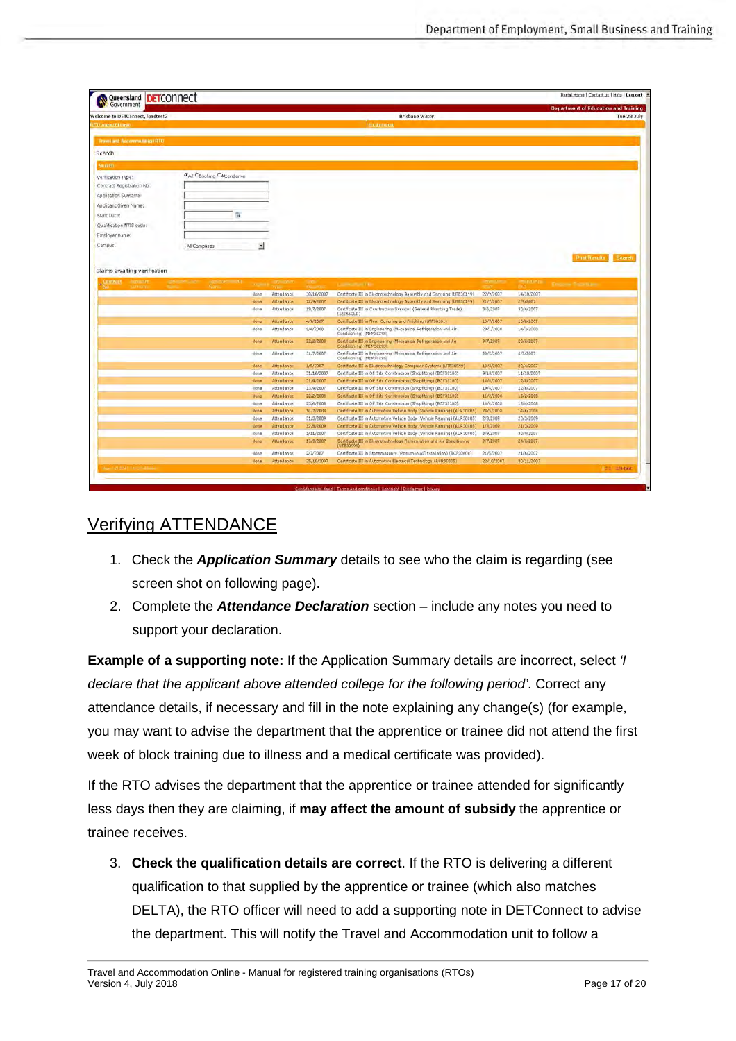## Verifying ATTENDANCE

1. Check the ***Application Summary*** details to see who the claim is regarding (see screen shot on following page).
2. Complete the ***Attendance Declaration*** section – include any notes you need to support your declaration.

**Example of a supporting note:** If the Application Summary details are incorrect, select *'I declare that the applicant above attended college for the following period'*. Correct any attendance details, if necessary and fill in the note explaining any change(s) (for example, you may want to advise the department that the apprentice or trainee did not attend the first week of block training due to illness and a medical certificate was provided).

If the RTO advises the department that the apprentice or trainee attended for significantly less days then they are claiming, if **may affect the amount of subsidy** the apprentice or trainee receives.

3. **Check the qualification details are correct**. If the RTO is delivering a different qualification to that supplied by the apprentice or trainee (which also matches DELTA), the RTO officer will need to add a supporting note in DETConnect to advise the department. This will notify the Travel and Accommodation unit to follow a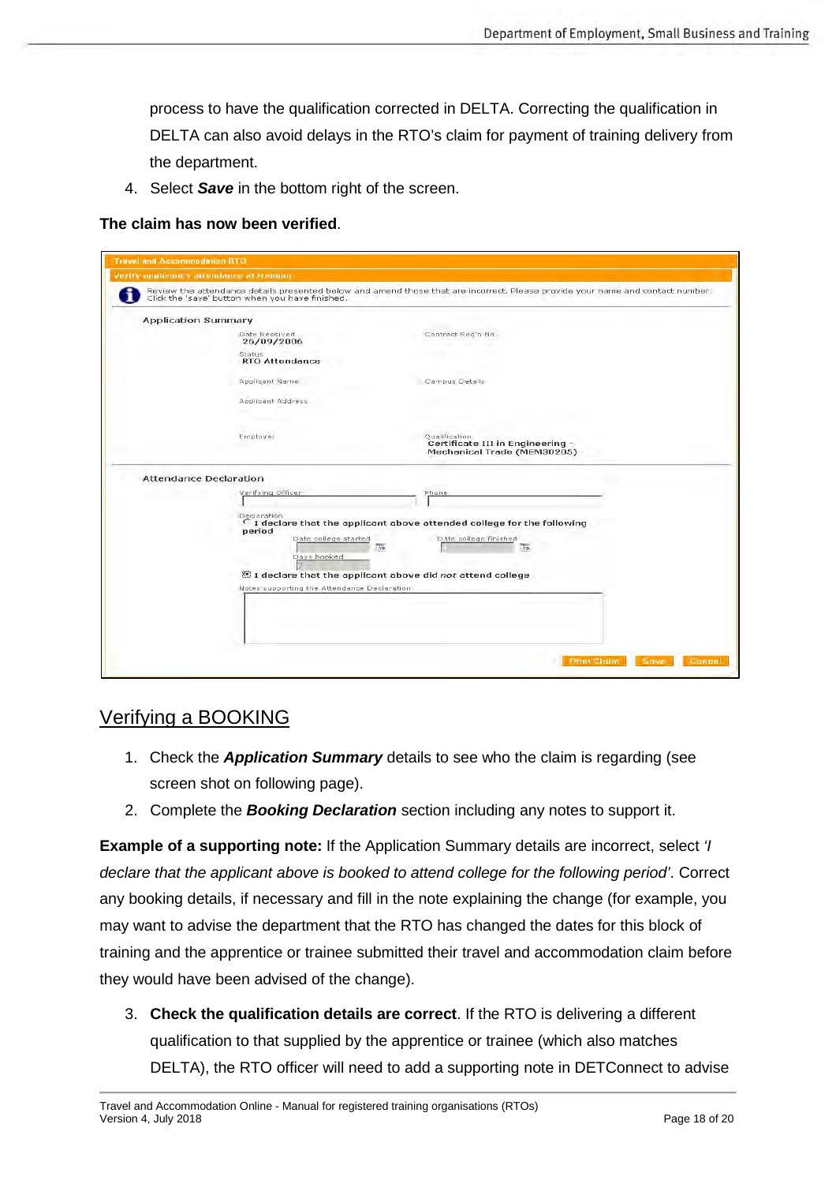process to have the qualification corrected in DELTA. Correcting the qualification in DELTA can also avoid delays in the RTO's claim for payment of training delivery from the department.

4. Select ***Save*** in the bottom right of the screen.

**The claim has now been verified**.

Travel and Accommodation RTO

Verify applicant's attendance at training

Review the attendance details presented below and amend those that are incorrect. Please provide your name and contact number. Click the 'save' button when you have finished.

Application Summary

Date Received
26/09/2006

Contract Reg'n No

Status
RTO Attendance

Applicant Name

Campus Details

Applicant Address

Employer

Qualification
Certificate III in Engineering - Mechanical Trade (MEM30205)

Attendance Declaration

Verifying Officer

Phone

Declaration
I declare that the applicant above attended college for the following period

Date college started

Date college finished

Days booked

I declare that the applicant above did *not* attend college

Notes supporting the Attendance Declaration

Print Claim | Save | Cancel

## Verifying a BOOKING

1. Check the ***Application Summary*** details to see who the claim is regarding (see screen shot on following page).
2. Complete the ***Booking Declaration*** section including any notes to support it.

**Example of a supporting note:** If the Application Summary details are incorrect, select *'I declare that the applicant above is booked to attend college for the following period'*. Correct any booking details, if necessary and fill in the note explaining the change (for example, you may want to advise the department that the RTO has changed the dates for this block of training and the apprentice or trainee submitted their travel and accommodation claim before they would have been advised of the change).

3. **Check the qualification details are correct**. If the RTO is delivering a different qualification to that supplied by the apprentice or trainee (which also matches DELTA), the RTO officer will need to add a supporting note in DETConnect to advise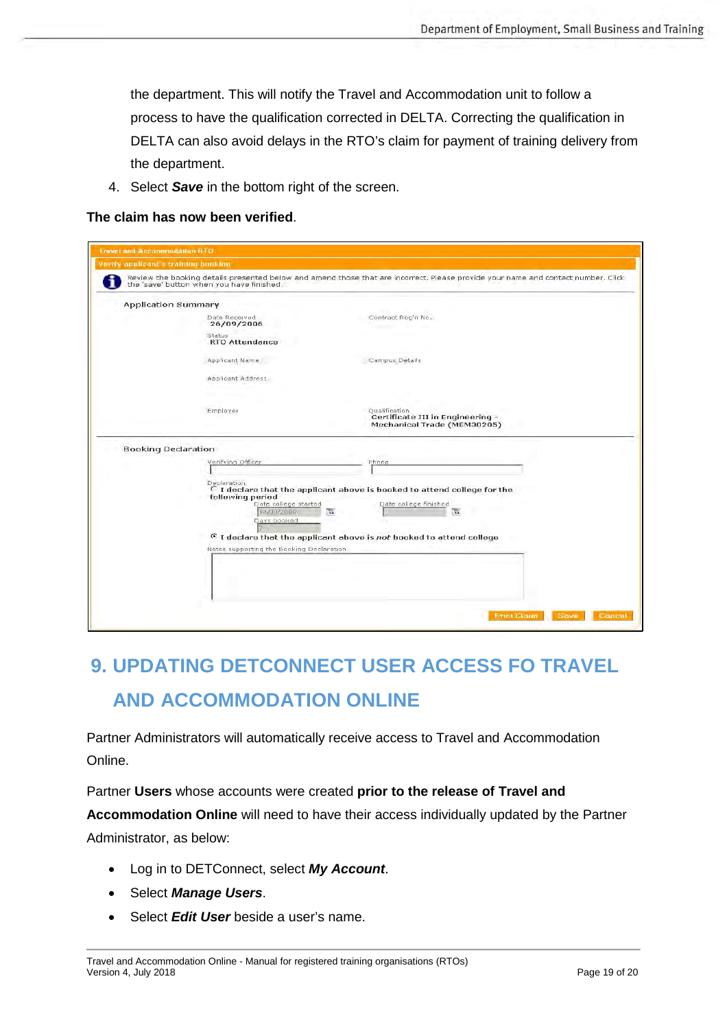the department. This will notify the Travel and Accommodation unit to follow a process to have the qualification corrected in DELTA. Correcting the qualification in DELTA can also avoid delays in the RTO's claim for payment of training delivery from the department.

4. Select ***Save*** in the bottom right of the screen.

**The claim has now been verified**.

# 9. UPDATING DETCONNECT USER ACCESS FO TRAVEL AND ACCOMMODATION ONLINE

Partner Administrators will automatically receive access to Travel and Accommodation Online.

Partner **Users** whose accounts were created **prior to the release of Travel and Accommodation Online** will need to have their access individually updated by the Partner Administrator, as below:

- Log in to DETConnect, select ***My Account***.
- Select ***Manage Users***.
- Select ***Edit User*** beside a user's name.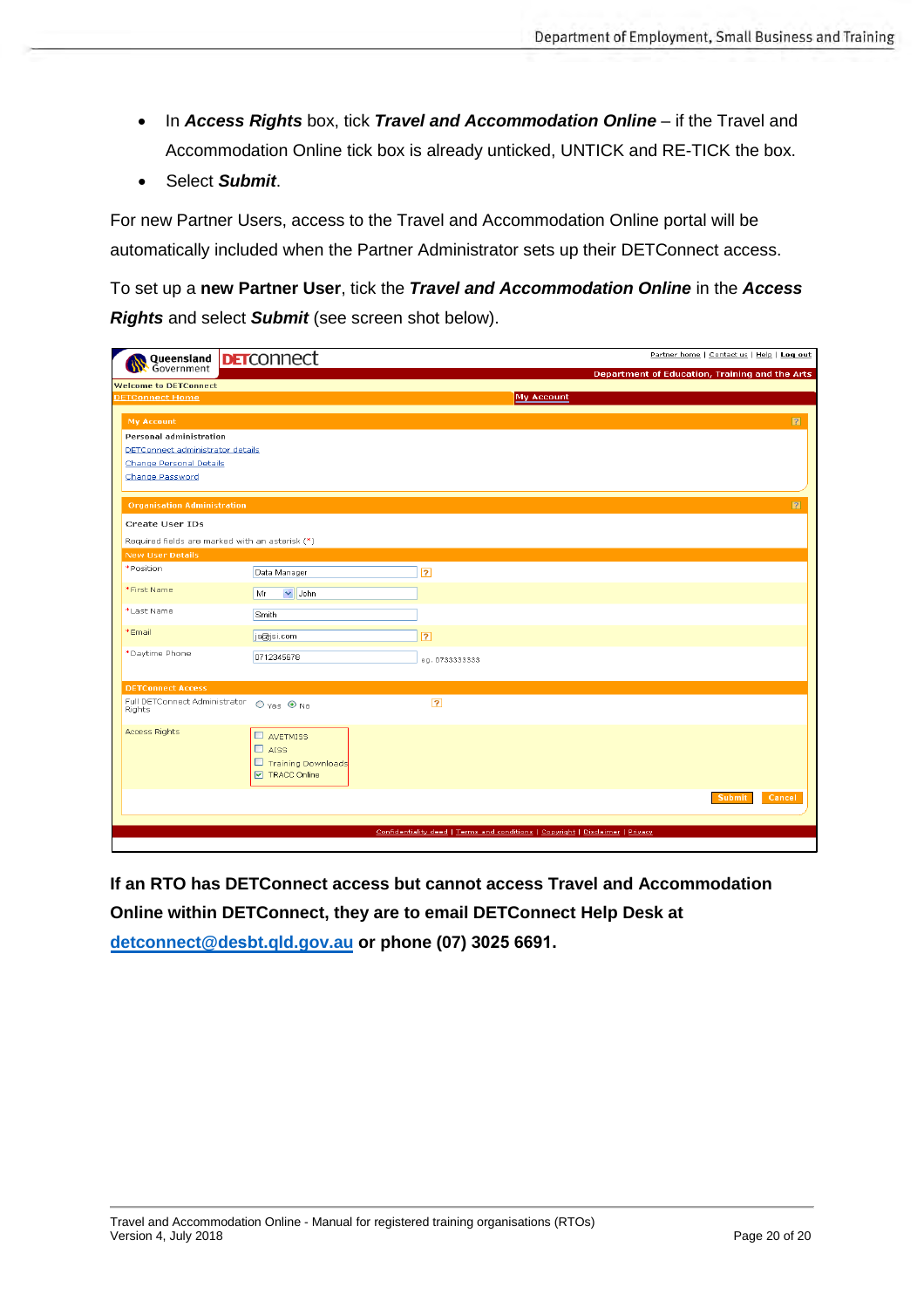- In ***Access Rights*** box, tick ***Travel and Accommodation Online*** – if the Travel and Accommodation Online tick box is already unticked, UNTICK and RE-TICK the box.
- Select ***Submit***.

For new Partner Users, access to the Travel and Accommodation Online portal will be automatically included when the Partner Administrator sets up their DETConnect access.

To set up a **new Partner User**, tick the ***Travel and Accommodation Online*** in the ***Access Rights*** and select ***Submit*** (see screen shot below).

**If an RTO has DETConnect access but cannot access Travel and Accommodation Online within DETConnect, they are to email DETConnect Help Desk at [detconnect@desbt.qld.gov.au](mailto:detconnect@desbt.qld.gov.au) or phone (07) 3025 6691.**